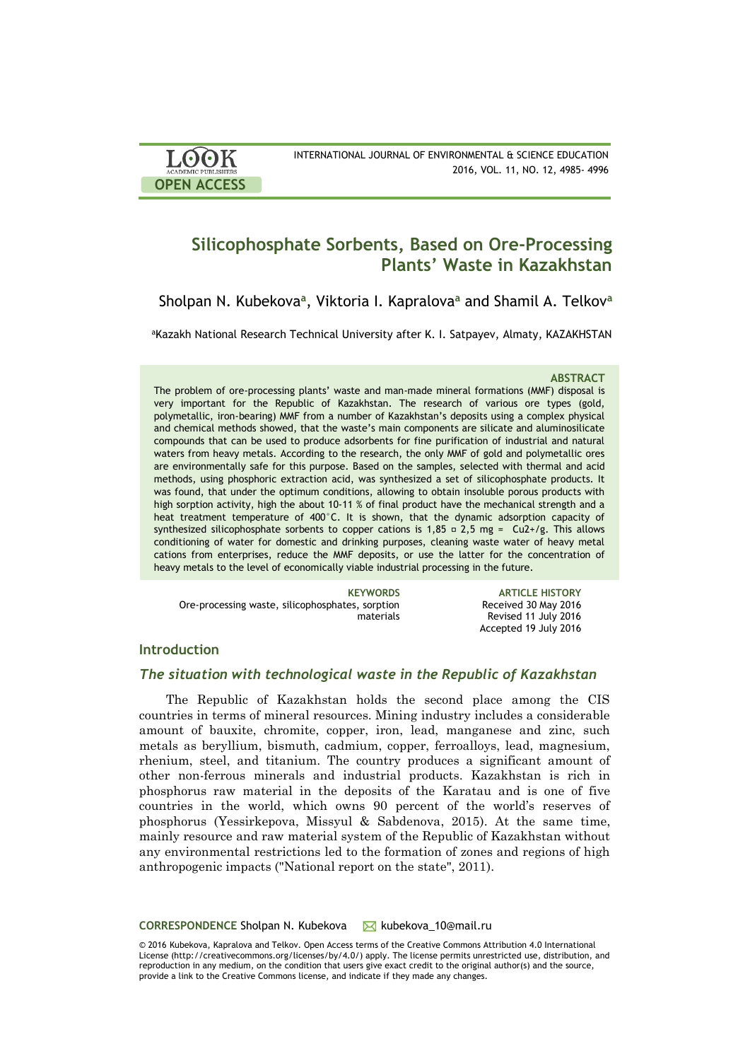# Silicophosphate Sorbents, Based on Ore-Processing Plants' Waste in Kazakhstan

Sholpan N. Kubekova[a], Viktoria I. Kapralova[a] and Shamil A. Telkov[a]

[a]Kazakh National Research Technical University after K. I. Satpayev, Almaty, KAZAKHSTAN

## ABSTRACT

The problem of ore-processing plants' waste and man-made mineral formations (MMF) disposal is very important for the Republic of Kazakhstan. The research of various ore types (gold, polymetallic, iron-bearing) MMF from a number of Kazakhstan's deposits using a complex physical and chemical methods showed, that the waste's main components are silicate and aluminosilicate compounds that can be used to produce adsorbents for fine purification of industrial and natural waters from heavy metals. According to the research, the only MMF of gold and polymetallic ores are environmentally safe for this purpose. Based on the samples, selected with thermal and acid methods, using phosphoric extraction acid, was synthesized a set of silicophosphate products. It was found, that under the optimum conditions, allowing to obtain insoluble porous products with high sorption activity, high the about 10-11 % of final product have the mechanical strength and a heat treatment temperature of 400°C. It is shown, that the dynamic adsorption capacity of synthesized silicophosphate sorbents to copper cations is 1,85 ÷ 2,5 mg = $Cu^{2+}$/g. This allows conditioning of water for domestic and drinking purposes, cleaning waste water of heavy metal cations from enterprises, reduce the MMF deposits, or use the latter for the concentration of heavy metals to the level of economically viable industrial processing in the future.

**KEYWORDS**
Ore-processing waste, silicophosphates, sorption materials

**ARTICLE HISTORY**
Received 30 May 2016
Revised 11 July 2016
Accepted 19 July 2016

## Introduction

### *The situation with technological waste in the Republic of Kazakhstan*

The Republic of Kazakhstan holds the second place among the CIS countries in terms of mineral resources. Mining industry includes a considerable amount of bauxite, chromite, copper, iron, lead, manganese and zinc, such metals as beryllium, bismuth, cadmium, copper, ferroalloys, lead, magnesium, rhenium, steel, and titanium. The country produces a significant amount of other non-ferrous minerals and industrial products. Kazakhstan is rich in phosphorus raw material in the deposits of the Karatau and is one of five countries in the world, which owns 90 percent of the world's reserves of phosphorus (Yessirkepova, Missyul & Sabdenova, 2015). At the same time, mainly resource and raw material system of the Republic of Kazakhstan without any environmental restrictions led to the formation of zones and regions of high anthropogenic impacts ("National report on the state", 2011).

**CORRESPONDENCE** Sholpan N. Kubekova ✉ kubekova_10@mail.ru

© 2016 Kubekova, Kapralova and Telkov. Open Access terms of the Creative Commons Attribution 4.0 International License (http://creativecommons.org/licenses/by/4.0/) apply. The license permits unrestricted use, distribution, and reproduction in any medium, on the condition that users give exact credit to the original author(s) and the source, provide a link to the Creative Commons license, and indicate if they made any changes.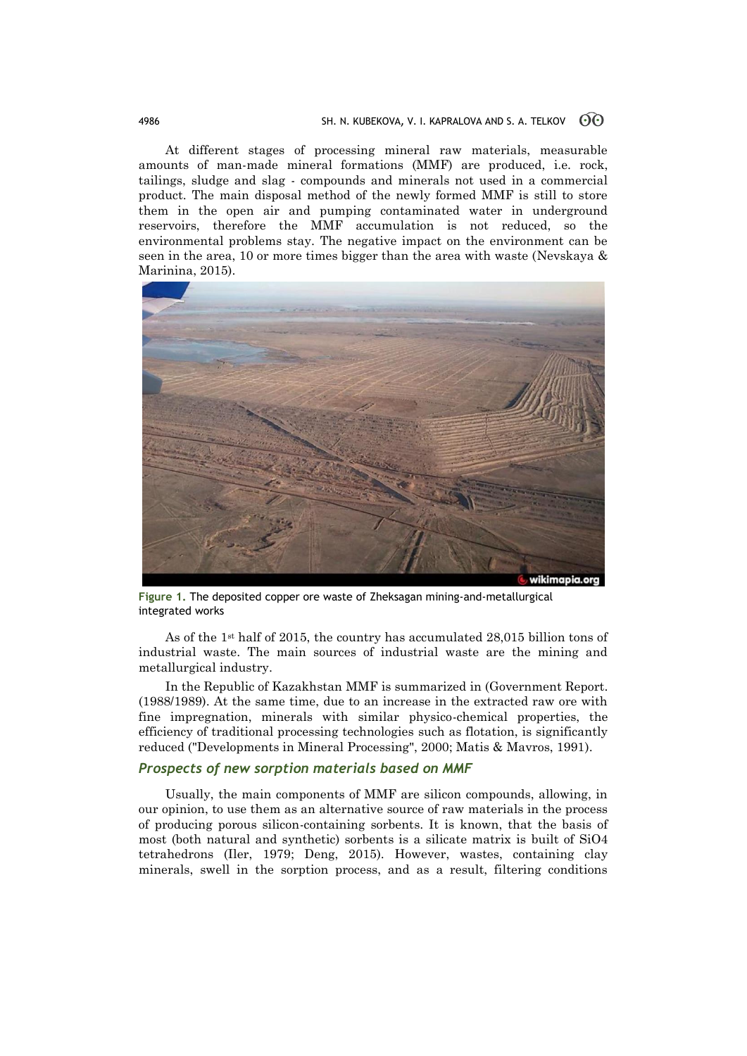At different stages of processing mineral raw materials, measurable amounts of man-made mineral formations (MMF) are produced, i.e. rock, tailings, sludge and slag - compounds and minerals not used in a commercial product. The main disposal method of the newly formed MMF is still to store them in the open air and pumping contaminated water in underground reservoirs, therefore the MMF accumulation is not reduced, so the environmental problems stay. The negative impact on the environment can be seen in the area, 10 or more times bigger than the area with waste (Nevskaya & Marinina, 2015).

Figure 1. The deposited copper ore waste of Zheksagan mining-and-metallurgical integrated works

As of the 1st half of 2015, the country has accumulated 28,015 billion tons of industrial waste. The main sources of industrial waste are the mining and metallurgical industry.

In the Republic of Kazakhstan MMF is summarized in (Government Report. (1988/1989). At the same time, due to an increase in the extracted raw ore with fine impregnation, minerals with similar physico-chemical properties, the efficiency of traditional processing technologies such as flotation, is significantly reduced ("Developments in Mineral Processing", 2000; Matis & Mavros, 1991).

### *Prospects of new sorption materials based on MMF*

Usually, the main components of MMF are silicon compounds, allowing, in our opinion, to use them as an alternative source of raw materials in the process of producing porous silicon-containing sorbents. It is known, that the basis of most (both natural and synthetic) sorbents is a silicate matrix is built of $SiO_4$ tetrahedrons (Iler, 1979; Deng, 2015). However, wastes, containing clay minerals, swell in the sorption process, and as a result, filtering conditions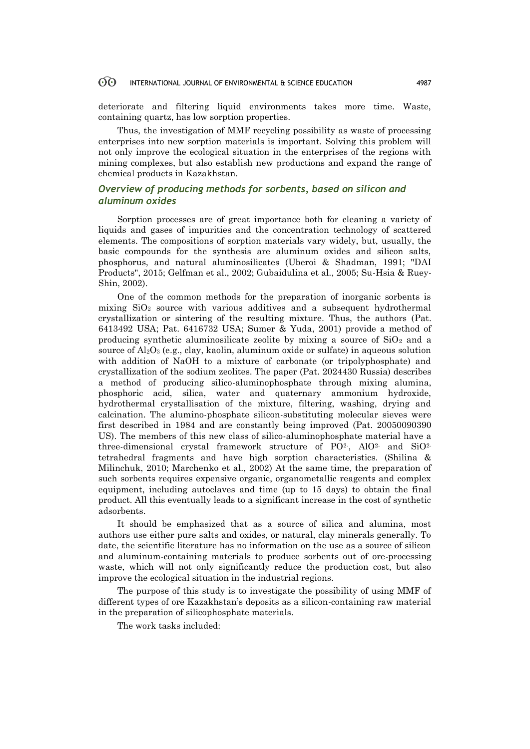deteriorate and filtering liquid environments takes more time. Waste, containing quartz, has low sorption properties.

Thus, the investigation of MMF recycling possibility as waste of processing enterprises into new sorption materials is important. Solving this problem will not only improve the ecological situation in the enterprises of the regions with mining complexes, but also establish new productions and expand the range of chemical products in Kazakhstan.

## *Overview of producing methods for sorbents, based on silicon and aluminum oxides*

Sorption processes are of great importance both for cleaning a variety of liquids and gases of impurities and the concentration technology of scattered elements. The compositions of sorption materials vary widely, but, usually, the basic compounds for the synthesis are aluminum oxides and silicon salts, phosphorus, and natural aluminosilicates (Uberoi & Shadman, 1991; "DAI Products", 2015; Gelfman et al., 2002; Gubaidulina et al., 2005; Su-Hsia & Ruey-Shin, 2002).

One of the common methods for the preparation of inorganic sorbents is mixing $SiO_2$ source with various additives and a subsequent hydrothermal crystallization or sintering of the resulting mixture. Thus, the authors (Pat. 6413492 USA; Pat. 6416732 USA; Sumer & Yuda, 2001) provide a method of producing synthetic aluminosilicate zeolite by mixing a source of $SiO_2$ and a source of $Al_2O_3$ (e.g., clay, kaolin, aluminum oxide or sulfate) in aqueous solution with addition of NaOH to a mixture of carbonate (or tripolyphosphate) and crystallization of the sodium zeolites. The paper (Pat. 2024430 Russia) describes a method of producing silico-aluminophosphate through mixing alumina, phosphoric acid, silica, water and quaternary ammonium hydroxide, hydrothermal crystallisation of the mixture, filtering, washing, drying and calcination. The alumino-phosphate silicon-substituting molecular sieves were first described in 1984 and are constantly being improved (Pat. 20050090390 US). The members of this new class of silico-aluminophosphate material have a three-dimensional crystal framework structure of $PO^{2-}$, $AlO^{2-}$ and $SiO^{2-}$ tetrahedral fragments and have high sorption characteristics. (Shilina & Milinchuk, 2010; Marchenko et al., 2002) At the same time, the preparation of such sorbents requires expensive organic, organometallic reagents and complex equipment, including autoclaves and time (up to 15 days) to obtain the final product. All this eventually leads to a significant increase in the cost of synthetic adsorbents.

It should be emphasized that as a source of silica and alumina, most authors use either pure salts and oxides, or natural, clay minerals generally. To date, the scientific literature has no information on the use as a source of silicon and aluminum-containing materials to produce sorbents out of ore-processing waste, which will not only significantly reduce the production cost, but also improve the ecological situation in the industrial regions.

The purpose of this study is to investigate the possibility of using MMF of different types of ore Kazakhstan's deposits as a silicon-containing raw material in the preparation of silicophosphate materials.

The work tasks included: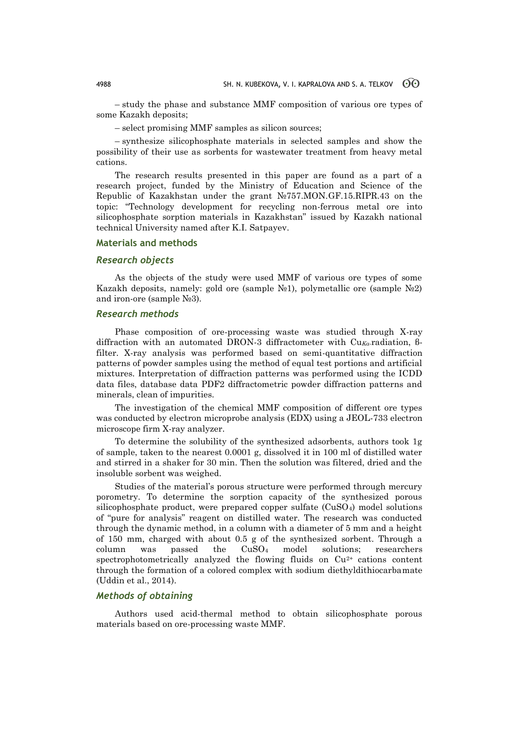– study the phase and substance MMF composition of various ore types of some Kazakh deposits;

– select promising MMF samples as silicon sources;

– synthesize silicophosphate materials in selected samples and show the possibility of their use as sorbents for wastewater treatment from heavy metal cations.

The research results presented in this paper are found as a part of a research project, funded by the Ministry of Education and Science of the Republic of Kazakhstan under the grant №757.MON.GF.15.RIPR.43 on the topic: "Technology development for recycling non-ferrous metal ore into silicophosphate sorption materials in Kazakhstan" issued by Kazakh national technical University named after K.I. Satpayev.

## Materials and methods

### *Research objects*

As the objects of the study were used MMF of various ore types of some Kazakh deposits, namely: gold ore (sample №1), polymetallic ore (sample №2) and iron-ore (sample №3).

### *Research methods*

Phase composition of ore-processing waste was studied through X-ray diffraction with an automated DRON-3 diffractometer with $Cu_{K\alpha}$-radiation, β-filter. X-ray analysis was performed based on semi-quantitative diffraction patterns of powder samples using the method of equal test portions and artificial mixtures. Interpretation of diffraction patterns was performed using the ICDD data files, database data PDF2 diffractometric powder diffraction patterns and minerals, clean of impurities.

The investigation of the chemical MMF composition of different ore types was conducted by electron microprobe analysis (EDX) using a JEOL-733 electron microscope firm X-ray analyzer.

To determine the solubility of the synthesized adsorbents, authors took 1g of sample, taken to the nearest 0.0001 g, dissolved it in 100 ml of distilled water and stirred in a shaker for 30 min. Then the solution was filtered, dried and the insoluble sorbent was weighed.

Studies of the material's porous structure were performed through mercury porometry. To determine the sorption capacity of the synthesized porous silicophosphate product, were prepared copper sulfate ($CuSO_4$) model solutions of "pure for analysis" reagent on distilled water. The research was conducted through the dynamic method, in a column with a diameter of 5 mm and a height of 150 mm, charged with about 0.5 g of the synthesized sorbent. Through a column was passed the $CuSO_4$ model solutions; researchers spectrophotometrically analyzed the flowing fluids on $Cu^{2+}$ cations content through the formation of a colored complex with sodium diethyldithiocarbamate (Uddin et al., 2014).

### *Methods of obtaining*

Authors used acid-thermal method to obtain silicophosphate porous materials based on ore-processing waste MMF.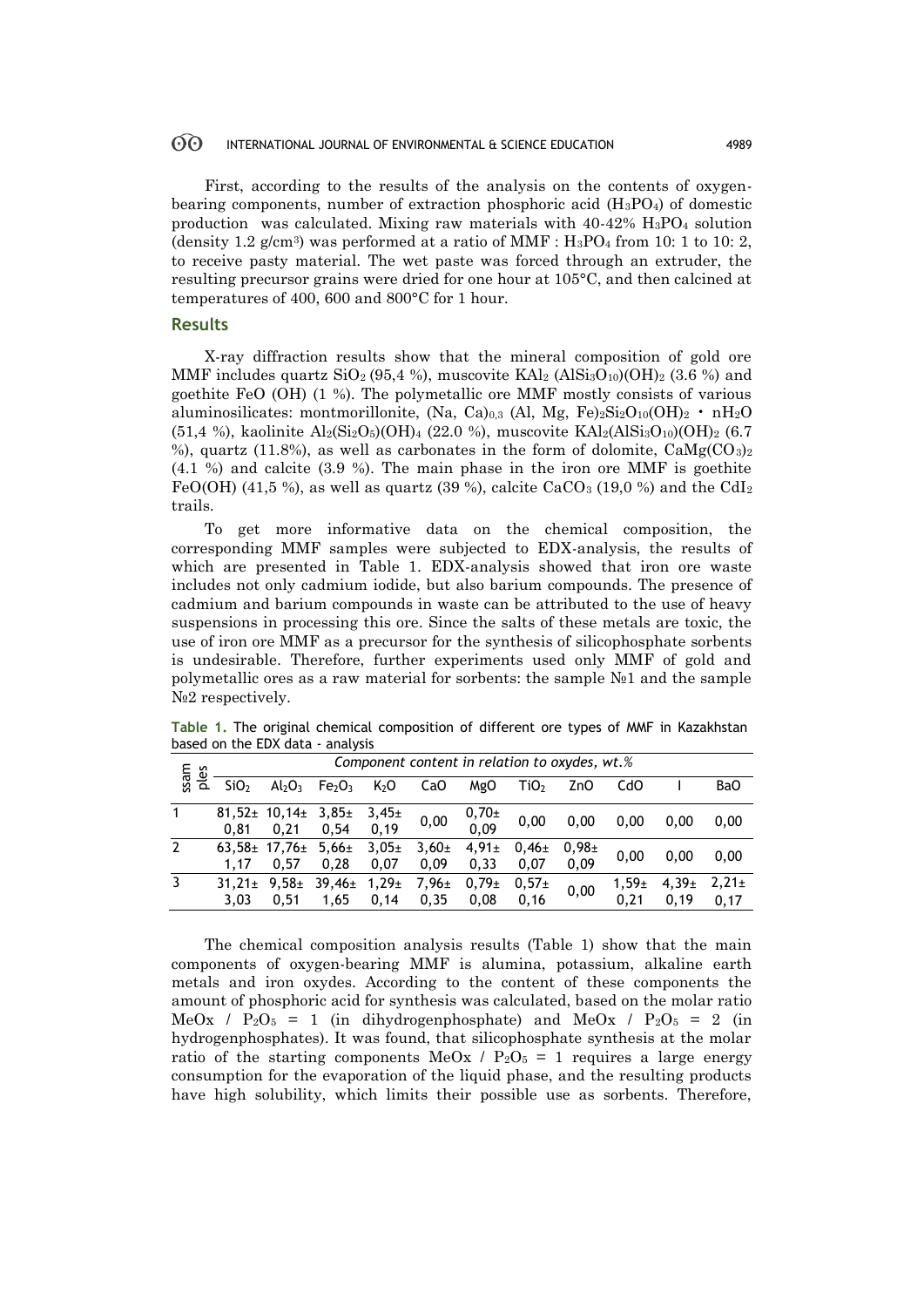First, according to the results of the analysis on the contents of oxygen-bearing components, number of extraction phosphoric acid ($H_3PO_4$) of domestic production was calculated. Mixing raw materials with 40-42% $H_3PO_4$ solution (density 1.2 g/cm$^3$) was performed at a ratio of MMF : $H_3PO_4$ from 10: 1 to 10: 2, to receive pasty material. The wet paste was forced through an extruder, the resulting precursor grains were dried for one hour at 105°C, and then calcined at temperatures of 400, 600 and 800°C for 1 hour.

## Results

X-ray diffraction results show that the mineral composition of gold ore MMF includes quartz $SiO_2$ (95,4 %), muscovite $KAl_2(AlSi_3O_{10})(OH)_2$ (3.6 %) and goethite FeO (OH) (1 %). The polymetallic ore MMF mostly consists of various aluminosilicates: montmorillonite, $(Na, Ca)_{0,3}(Al, Mg, Fe)_2Si_2O_{10}(OH)_2 \cdot nH_2O$ (51,4 %), kaolinite $Al_2(Si_2O_5)(OH)_4$ (22.0 %), muscovite $KAl_2(AlSi_3O_{10})(OH)_2$ (6.7 %), quartz (11.8%), as well as carbonates in the form of dolomite, $CaMg(CO_3)_2$ (4.1 %) and calcite (3.9 %). The main phase in the iron ore MMF is goethite FeO(OH) (41,5 %), as well as quartz (39 %), calcite $CaCO_3$ (19,0 %) and the $CdI_2$ trails.

To get more informative data on the chemical composition, the corresponding MMF samples were subjected to EDX-analysis, the results of which are presented in Table 1. EDX-analysis showed that iron ore waste includes not only cadmium iodide, but also barium compounds. The presence of cadmium and barium compounds in waste can be attributed to the use of heavy suspensions in processing this ore. Since the salts of these metals are toxic, the use of iron ore MMF as a precursor for the synthesis of silicophosphate sorbents is undesirable. Therefore, further experiments used only MMF of gold and polymetallic ores as a raw material for sorbents: the sample №1 and the sample №2 respectively.

**Table 1.** The original chemical composition of different ore types of MMF in Kazakhstan based on the EDX data - analysis

| samples | Component content in relation to oxydes, wt.% | | | | | | | | | | |
|---|---|---|---|---|---|---|---|---|---|---|---|
| | $SiO_2$ | $Al_2O_3$ | $Fe_2O_3$ | $K_2O$ | CaO | MgO | $TiO_2$ | ZnO | CdO | I | BaO |
| 1 | 81,52± 0,81 | 10,14± 0,21 | 3,85± 0,54 | 3,45± 0,19 | 0,00 | 0,70± 0,09 | 0,00 | 0,00 | 0,00 | 0,00 | 0,00 |
| 2 | 63,58± 1,17 | 17,76± 0,57 | 5,66± 0,28 | 3,05± 0,07 | 3,60± 0,09 | 4,91± 0,33 | 0,46± 0,07 | 0,98± 0,09 | 0,00 | 0,00 | 0,00 |
| 3 | 31,21± 3,03 | 9,58± 0,51 | 39,46± 1,65 | 1,29± 0,14 | 7,96± 0,35 | 0,79± 0,08 | 0,57± 0,16 | 0,00 | 1,59± 0,21 | 4,39± 0,19 | 2,21± 0,17 |

The chemical composition analysis results (Table 1) show that the main components of oxygen-bearing MMF is alumina, potassium, alkaline earth metals and iron oxydes. According to the content of these components the amount of phosphoric acid for synthesis was calculated, based on the molar ratio $MeOx / P_2O_5 = 1$ (in dihydrogenphosphate) and $MeOx / P_2O_5 = 2$ (in hydrogenphosphates). It was found, that silicophosphate synthesis at the molar ratio of the starting components $MeOx / P_2O_5 = 1$ requires a large energy consumption for the evaporation of the liquid phase, and the resulting products have high solubility, which limits their possible use as sorbents. Therefore,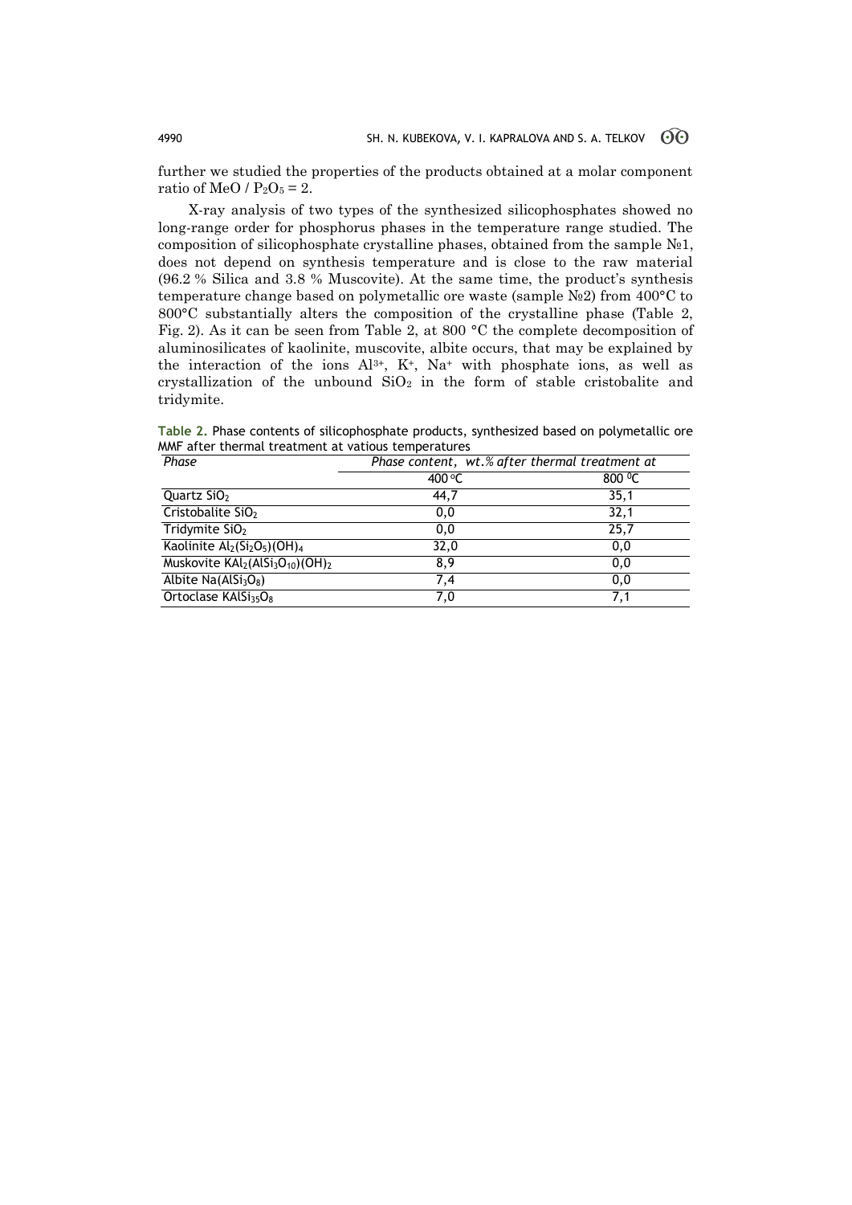further we studied the properties of the products obtained at a molar component ratio of $MeO / P_2O_5 = 2$.

X-ray analysis of two types of the synthesized silicophosphates showed no long-range order for phosphorus phases in the temperature range studied. The composition of silicophosphate crystalline phases, obtained from the sample №1, does not depend on synthesis temperature and is close to the raw material (96.2 % Silica and 3.8 % Muscovite). At the same time, the product's synthesis temperature change based on polymetallic ore waste (sample №2) from 400°C to 800°C substantially alters the composition of the crystalline phase (Table 2, Fig. 2). As it can be seen from Table 2, at 800 °C the complete decomposition of aluminosilicates of kaolinite, muscovite, albite occurs, that may be explained by the interaction of the ions $Al^{3+}$, $K^{+}$, $Na^{+}$ with phosphate ions, as well as crystallization of the unbound $SiO_2$ in the form of stable cristobalite and tridymite.

**Table 2.** Phase contents of silicophosphate products, synthesized based on polymetallic ore MMF after thermal treatment at vatious temperatures

| *Phase* | *Phase content, wt.% after thermal treatment at* | |
|---|---|---|
| | 400 °C | 800 °C |
| Quartz $SiO_2$ | 44,7 | 35,1 |
| Cristobalite $SiO_2$ | 0,0 | 32,1 |
| Tridymite $SiO_2$ | 0,0 | 25,7 |
| Kaolinite $Al_2(Si_2O_5)(OH)_4$ | 32,0 | 0,0 |
| Muskovite $KAl_2(AlSi_3O_{10})(OH)_2$ | 8,9 | 0,0 |
| Albite $Na(AlSi_3O_8)$ | 7,4 | 0,0 |
| Ortoclase $KAlSi_{35}O_8$ | 7,0 | 7,1 |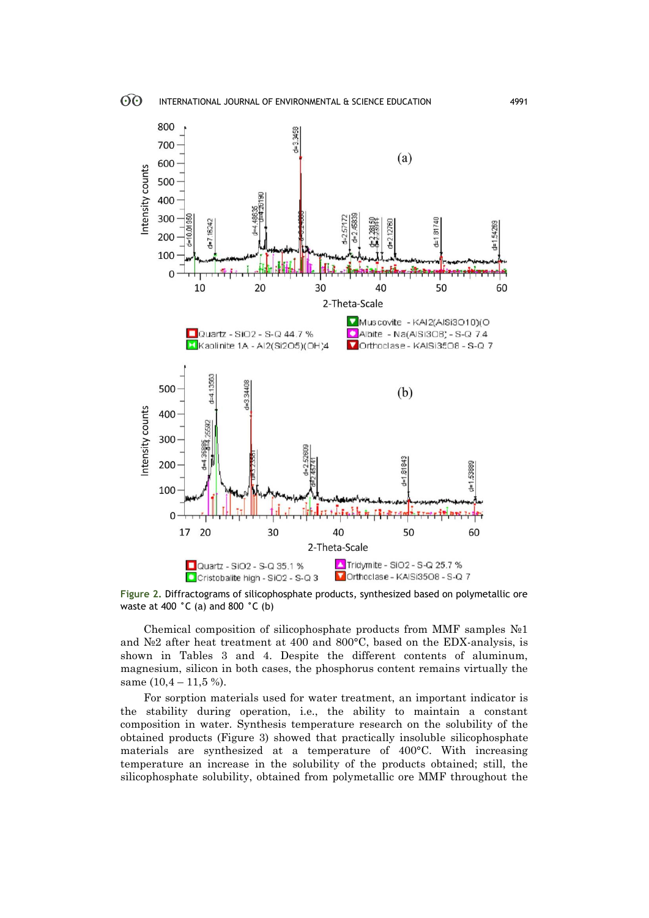Figure 2. Diffractograms of silicophosphate products, synthesized based on polymetallic ore waste at 400 °C (a) and 800 °C (b)

Chemical composition of silicophosphate products from MMF samples №1 and №2 after heat treatment at 400 and 800°C, based on the EDX-analysis, is shown in Tables 3 and 4. Despite the different contents of aluminum, magnesium, silicon in both cases, the phosphorus content remains virtually the same (10,4 – 11,5 %).

For sorption materials used for water treatment, an important indicator is the stability during operation, i.e., the ability to maintain a constant composition in water. Synthesis temperature research on the solubility of the obtained products (Figure 3) showed that practically insoluble silicophosphate materials are synthesized at a temperature of 400°C. With increasing temperature an increase in the solubility of the products obtained; still, the silicophosphate solubility, obtained from polymetallic ore MMF throughout the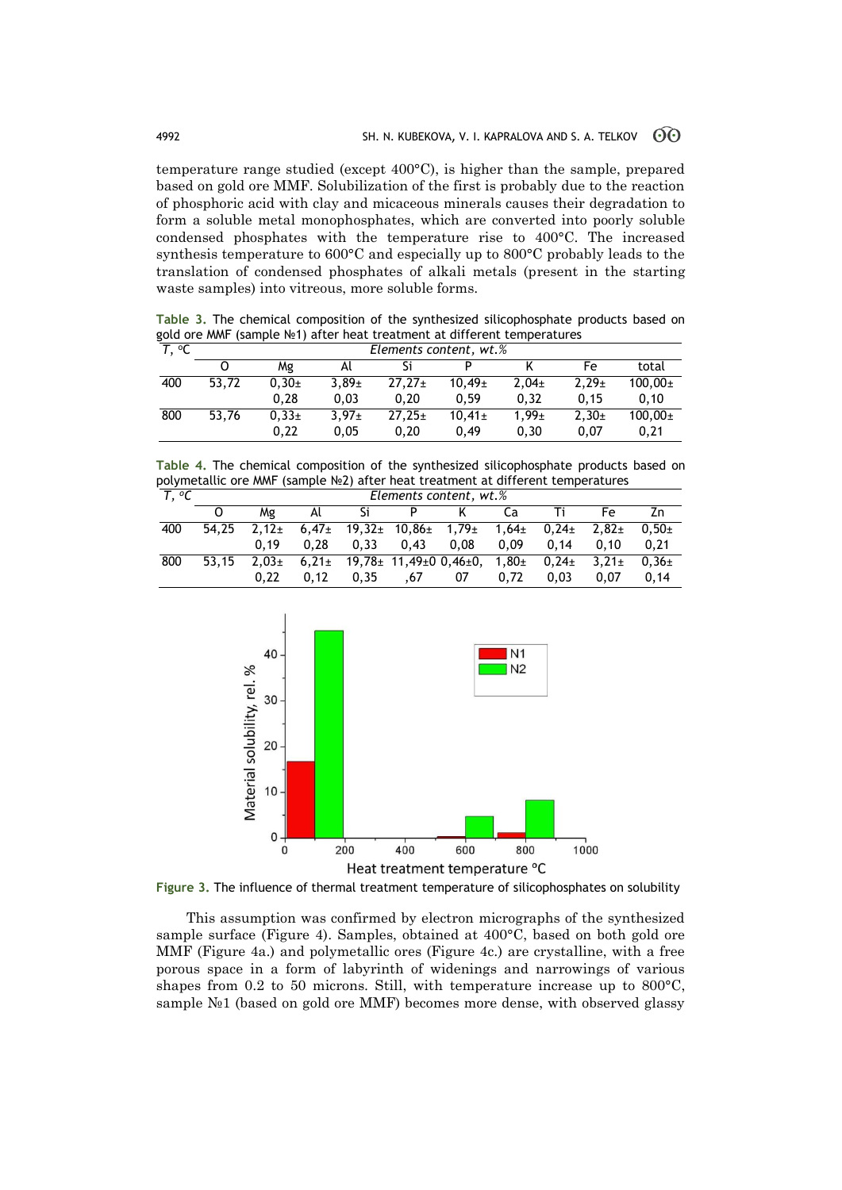temperature range studied (except 400°C), is higher than the sample, prepared based on gold ore MMF. Solubilization of the first is probably due to the reaction of phosphoric acid with clay and micaceous minerals causes their degradation to form a soluble metal monophosphates, which are converted into poorly soluble condensed phosphates with the temperature rise to 400°C. The increased synthesis temperature to 600°C and especially up to 800°C probably leads to the translation of condensed phosphates of alkali metals (present in the starting waste samples) into vitreous, more soluble forms.

**Table 3.** The chemical composition of the synthesized silicophosphate products based on gold ore MMF (sample №1) after heat treatment at different temperatures

| *T, °C* | *Elements content, wt.%* | | | | | | | |
|---|---|---|---|---|---|---|---|---|
| | O | Mg | Al | Si | P | K | Fe | total |
| 400 | 53,72 | 0,30± 0,28 | 3,89± 0,03 | 27,27± 0,20 | 10,49± 0,59 | 2,04± 0,32 | 2,29± 0,15 | 100,00± 0,10 |
| 800 | 53,76 | 0,33± 0,22 | 3,97± 0,05 | 27,25± 0,20 | 10,41± 0,49 | 1,99± 0,30 | 2,30± 0,07 | 100,00± 0,21 |

**Table 4.** The chemical composition of the synthesized silicophosphate products based on polymetallic ore MMF (sample №2) after heat treatment at different temperatures

| *T, °C* | *Elements content, wt.%* | | | | | | | | |
|---|---|---|---|---|---|---|---|---|---|
| | O | Mg | Al | Si | P | K | Ca | Ti | Fe | Zn |
| 400 | 54,25 | 2,12± 0,19 | 6,47± 0,28 | 19,32± 0,33 | 10,86± 0,43 | 1,79± 0,08 | 1,64± 0,09 | 0,24± 0,14 | 2,82± 0,10 | 0,50± 0,21 |
| 800 | 53,15 | 2,03± 0,22 | 6,21± 0,12 | 19,78± 0,35 | 11,49±0 ,67 | 0,46±0, 07 | 1,80± 0,72 | 0,24± 0,03 | 3,21± 0,07 | 0,36± 0,14 |

**Figure 3.** The influence of thermal treatment temperature of silicophosphates on solubility

This assumption was confirmed by electron micrographs of the synthesized sample surface (Figure 4). Samples, obtained at 400°C, based on both gold ore MMF (Figure 4a.) and polymetallic ores (Figure 4c.) are crystalline, with a free porous space in a form of labyrinth of widenings and narrowings of various shapes from 0.2 to 50 microns. Still, with temperature increase up to 800°C, sample №1 (based on gold ore MMF) becomes more dense, with observed glassy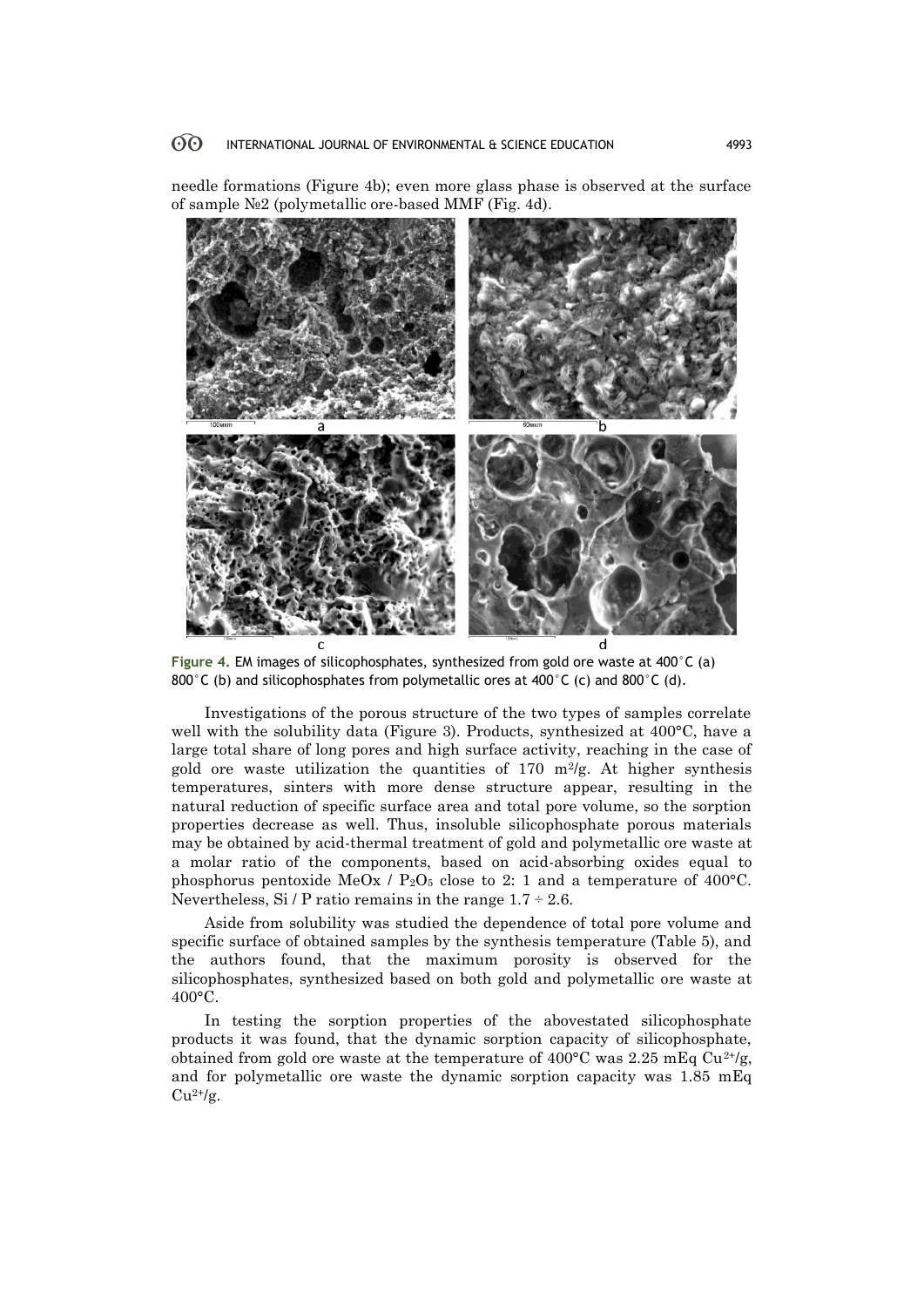needle formations (Figure 4b); even more glass phase is observed at the surface of sample №2 (polymetallic ore-based MMF (Fig. 4d).

Figure 4. EM images of silicophosphates, synthesized from gold ore waste at 400°C (a) 800°C (b) and silicophosphates from polymetallic ores at 400°C (c) and 800°C (d).

Investigations of the porous structure of the two types of samples correlate well with the solubility data (Figure 3). Products, synthesized at 400°C, have a large total share of long pores and high surface activity, reaching in the case of gold ore waste utilization the quantities of 170 $m^2/g$. At higher synthesis temperatures, sinters with more dense structure appear, resulting in the natural reduction of specific surface area and total pore volume, so the sorption properties decrease as well. Thus, insoluble silicophosphate porous materials may be obtained by acid-thermal treatment of gold and polymetallic ore waste at a molar ratio of the components, based on acid-absorbing oxides equal to phosphorus pentoxide $MeOx$ / $P_2O_5$ close to 2: 1 and a temperature of 400°C. Nevertheless, Si / P ratio remains in the range 1.7 ÷ 2.6.

Aside from solubility was studied the dependence of total pore volume and specific surface of obtained samples by the synthesis temperature (Table 5), and the authors found, that the maximum porosity is observed for the silicophosphates, synthesized based on both gold and polymetallic ore waste at 400°C.

In testing the sorption properties of the abovestated silicophosphate products it was found, that the dynamic sorption capacity of silicophosphate, obtained from gold ore waste at the temperature of 400°C was 2.25 mEq $Cu^{2+}/g$, and for polymetallic ore waste the dynamic sorption capacity was 1.85 mEq $Cu^{2+}/g$.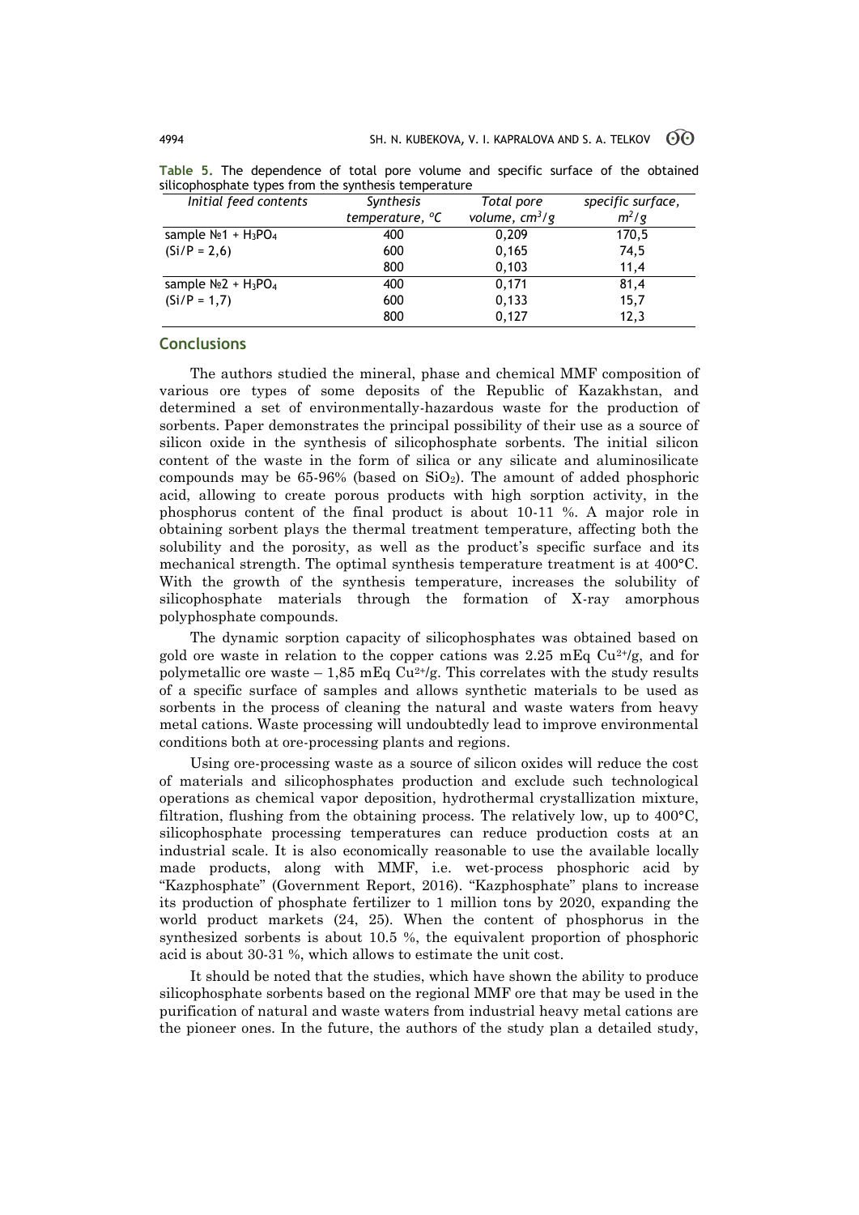**Table 5.** The dependence of total pore volume and specific surface of the obtained silicophosphate types from the synthesis temperature

| *Initial feed contents* | *Synthesis temperature, °C* | *Total pore volume, $cm^3/g$* | *specific surface, $m^2/g$* |
|---|---|---|---|
| sample №1 + $H_3PO_4$ | 400 | 0,209 | 170,5 |
| (Si/P = 2,6) | 600 | 0,165 | 74,5 |
| | 800 | 0,103 | 11,4 |
| sample №2 + $H_3PO_4$ | 400 | 0,171 | 81,4 |
| (Si/P = 1,7) | 600 | 0,133 | 15,7 |
| | 800 | 0,127 | 12,3 |

## Conclusions

The authors studied the mineral, phase and chemical MMF composition of various ore types of some deposits of the Republic of Kazakhstan, and determined a set of environmentally-hazardous waste for the production of sorbents. Paper demonstrates the principal possibility of their use as a source of silicon oxide in the synthesis of silicophosphate sorbents. The initial silicon content of the waste in the form of silica or any silicate and aluminosilicate compounds may be 65-96% (based on $SiO_2$). The amount of added phosphoric acid, allowing to create porous products with high sorption activity, in the phosphorus content of the final product is about 10-11 %. A major role in obtaining sorbent plays the thermal treatment temperature, affecting both the solubility and the porosity, as well as the product's specific surface and its mechanical strength. The optimal synthesis temperature treatment is at 400°C. With the growth of the synthesis temperature, increases the solubility of silicophosphate materials through the formation of X-ray amorphous polyphosphate compounds.

The dynamic sorption capacity of silicophosphates was obtained based on gold ore waste in relation to the copper cations was 2.25 mEq $Cu^{2+}$/g, and for polymetallic ore waste – 1,85 mEq $Cu^{2+}$/g. This correlates with the study results of a specific surface of samples and allows synthetic materials to be used as sorbents in the process of cleaning the natural and waste waters from heavy metal cations. Waste processing will undoubtedly lead to improve environmental conditions both at ore-processing plants and regions.

Using ore-processing waste as a source of silicon oxides will reduce the cost of materials and silicophosphates production and exclude such technological operations as chemical vapor deposition, hydrothermal crystallization mixture, filtration, flushing from the obtaining process. The relatively low, up to 400°C, silicophosphate processing temperatures can reduce production costs at an industrial scale. It is also economically reasonable to use the available locally made products, along with MMF, i.e. wet-process phosphoric acid by "Kazphosphate" (Government Report, 2016). "Kazphosphate" plans to increase its production of phosphate fertilizer to 1 million tons by 2020, expanding the world product markets (24, 25). When the content of phosphorus in the synthesized sorbents is about 10.5 %, the equivalent proportion of phosphoric acid is about 30-31 %, which allows to estimate the unit cost.

It should be noted that the studies, which have shown the ability to produce silicophosphate sorbents based on the regional MMF ore that may be used in the purification of natural and waste waters from industrial heavy metal cations are the pioneer ones. In the future, the authors of the study plan a detailed study,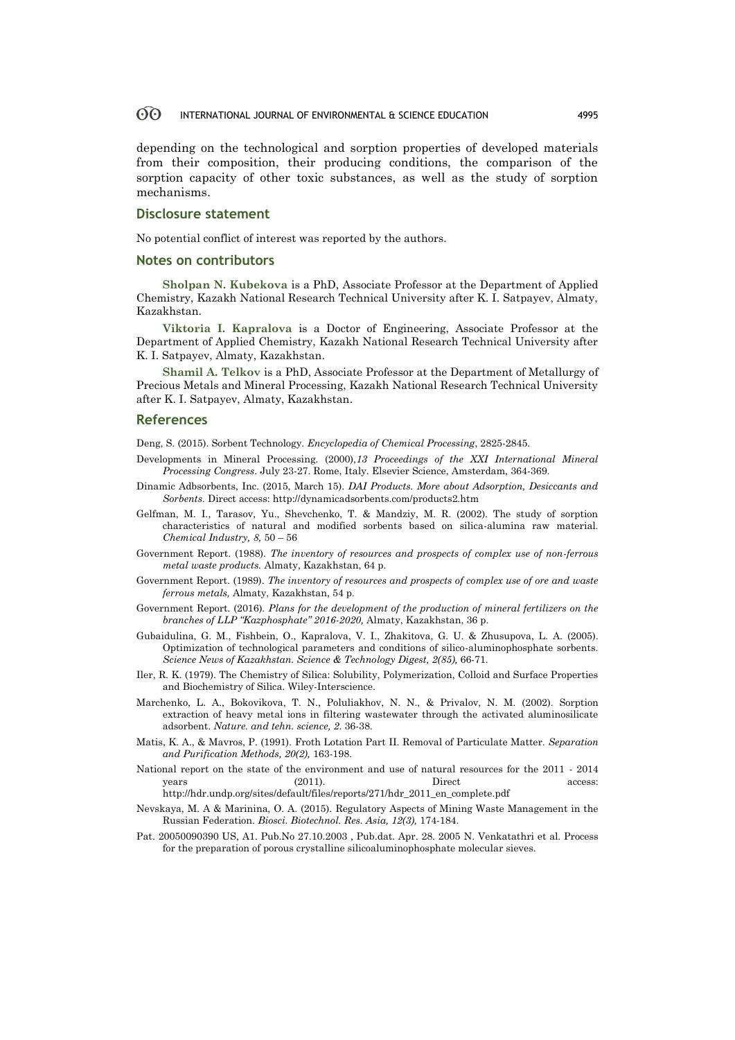depending on the technological and sorption properties of developed materials from their composition, their producing conditions, the comparison of the sorption capacity of other toxic substances, as well as the study of sorption mechanisms.

## Disclosure statement

No potential conflict of interest was reported by the authors.

## Notes on contributors

**Sholpan N. Kubekova** is a PhD, Associate Professor at the Department of Applied Chemistry, Kazakh National Research Technical University after K. I. Satpayev, Almaty, Kazakhstan.

**Viktoria I. Kapralova** is a Doctor of Engineering, Associate Professor at the Department of Applied Chemistry, Kazakh National Research Technical University after K. I. Satpayev, Almaty, Kazakhstan.

**Shamil A. Telkov** is a PhD, Associate Professor at the Department of Metallurgy of Precious Metals and Mineral Processing, Kazakh National Research Technical University after K. I. Satpayev, Almaty, Kazakhstan.

## References

Deng, S. (2015). Sorbent Technology. *Encyclopedia of Chemical Processing*, 2825-2845.

Developments in Mineral Processing. (2000),*13 Proceedings of the XXI International Mineral Processing Congress*. July 23-27. Rome, Italy. Elsevier Science, Amsterdam, 364-369.

Dinamic Adbsorbents, Inc. (2015, March 15). *DAI Products. More about Adsorption, Desiccants and Sorbents.* Direct access: http://dynamicadsorbents.com/products2.htm

Gelfman, M. I., Tarasov, Yu., Shevchenko, T. & Mandziy, M. R. (2002). The study of sorption characteristics of natural and modified sorbents based on silica-alumina raw material. *Chemical Industry, 8,* 50 – 56

Government Report. (1988). *The inventory of resources and prospects of complex use of non-ferrous metal waste products.* Almaty, Kazakhstan, 64 p.

Government Report. (1989). *The inventory of resources and prospects of complex use of ore and waste ferrous metals,* Almaty, Kazakhstan, 54 p.

Government Report. (2016). *Plans for the development of the production of mineral fertilizers on the branches of LLP "Kazphosphate" 2016-2020,* Almaty, Kazakhstan, 36 p.

Gubaidulina, G. M., Fishbein, O., Kapralova, V. I., Zhakitova, G. U. & Zhusupova, L. A. (2005). Optimization of technological parameters and conditions of silico-aluminophosphate sorbents. *Science News of Kazakhstan. Science & Technology Digest, 2(85),* 66-71.

Iler, R. K. (1979). The Chemistry of Silica: Solubility, Polymerization, Colloid and Surface Properties and Biochemistry of Silica. Wiley-Interscience.

Marchenko, L. A., Bokovikova, T. N., Poluliakhov, N. N., & Privalov, N. M. (2002). Sorption extraction of heavy metal ions in filtering wastewater through the activated aluminosilicate adsorbent. *Nature. and tehn. science, 2.* 36-38.

Matis, K. A., & Mavros, P. (1991). Froth Lotation Part II. Removal of Particulate Matter. *Separation and Purification Methods, 20(2),* 163-198.

National report on the state of the environment and use of natural resources for the 2011 - 2014 years (2011). Direct access: http://hdr.undp.org/sites/default/files/reports/271/hdr_2011_en_complete.pdf

Nevskaya, M. A & Marinina, O. A. (2015). Regulatory Aspects of Mining Waste Management in the Russian Federation. *Biosci. Biotechnol. Res. Asia, 12(3),* 174-184.

Pat. 20050090390 US, A1. Pub.No 27.10.2003 , Pub.dat. Apr. 28. 2005 N. Venkatathri et al. Process for the preparation of porous crystalline silicoaluminophosphate molecular sieves.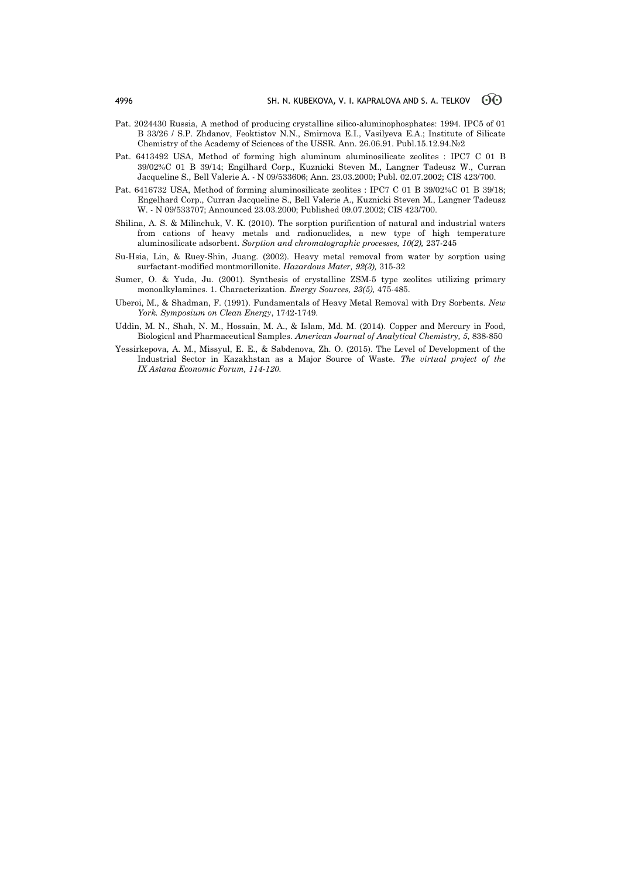Pat. 2024430 Russia, A method of producing crystalline silico-aluminophosphates: 1994. IPC5 of 01 B 33/26 / S.P. Zhdanov, Feoktistov N.N., Smirnova E.I., Vasilyeva E.A.; Institute of Silicate Chemistry of the Academy of Sciences of the USSR. Ann. 26.06.91. Publ.15.12.94.№2

Pat. 6413492 USA, Method of forming high aluminum aluminosilicate zeolites : IPC7 C 01 B 39/02%C 01 B 39/14; Engilhard Corp., Kuznicki Steven M., Langner Tadeusz W., Curran Jacqueline S., Bell Valerie A. - N 09/533606; Ann. 23.03.2000; Publ. 02.07.2002; CIS 423/700.

Pat. 6416732 USA, Method of forming aluminosilicate zeolites : IPC7 C 01 B 39/02%C 01 B 39/18; Engelhard Corp., Curran Jacqueline S., Bell Valerie A., Kuznicki Steven M., Langner Tadeusz W. - N 09/533707; Announced 23.03.2000; Published 09.07.2002; CIS 423/700.

Shilina, A. S. & Milinchuk, V. K. (2010). The sorption purification of natural and industrial waters from cations of heavy metals and radionuclides, a new type of high temperature aluminosilicate adsorbent. *Sorption and chromatographic processes, 10(2),* 237-245

Su-Hsia, Lin, & Ruey-Shin, Juang. (2002). Heavy metal removal from water by sorption using surfactant-modified montmorillonite. *Hazardous Mater, 92(3),* 315-32

Sumer, O. & Yuda, Ju. (2001). Synthesis of crystalline ZSM-5 type zeolites utilizing primary monoalkylamines. 1. Characterization. *Energy Sources, 23(5),* 475-485.

Uberoi, M., & Shadman, F. (1991). Fundamentals of Heavy Metal Removal with Dry Sorbents. *New York. Symposium on Clean Energy*, 1742-1749.

Uddin, M. N., Shah, N. M., Hossain, M. A., & Islam, Md. M. (2014). Copper and Mercury in Food, Biological and Pharmaceutical Samples. *American Journal of Analytical Chemistry, 5*, 838-850

Yessirkepova, A. M., Missyul, E. E., & Sabdenova, Zh. O. (2015). The Level of Development of the Industrial Sector in Kazakhstan as a Major Source of Waste. *The virtual project of the IX Astana Economic Forum, 114-120.*